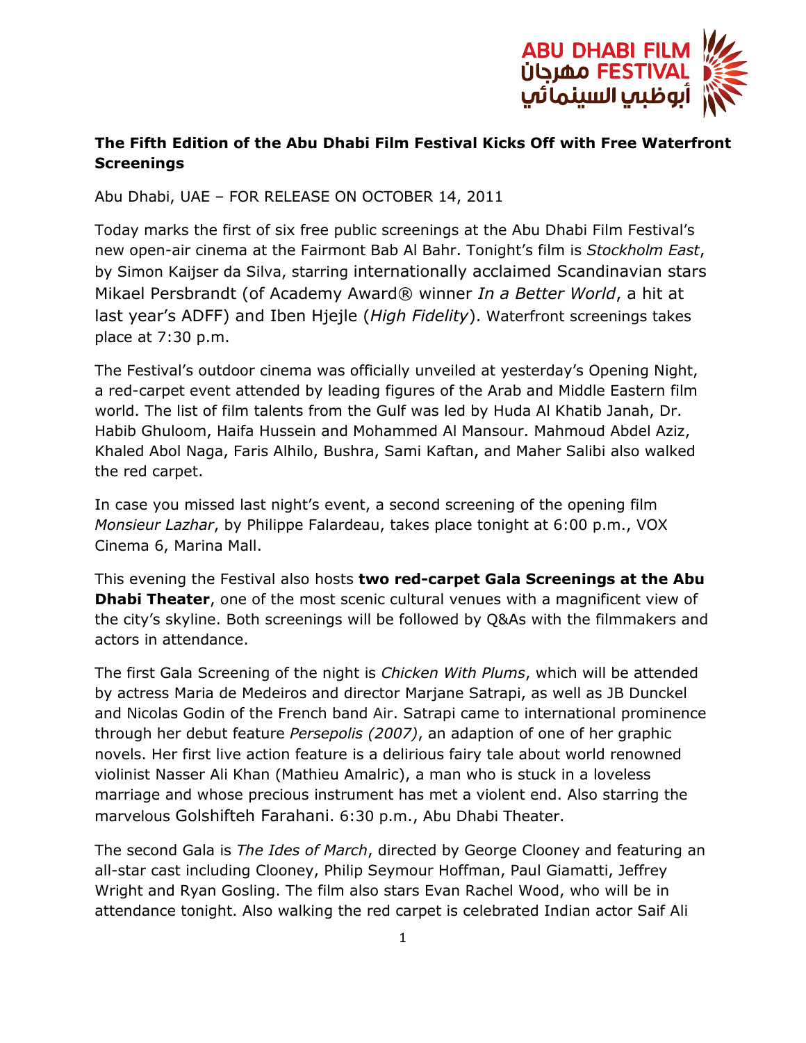ABU DHABI FILM مهرجان FESTIVAL أبوظبي السينمائي

**The Fifth Edition of the Abu Dhabi Film Festival Kicks Off with Free Waterfront Screenings**

Abu Dhabi, UAE – FOR RELEASE ON OCTOBER 14, 2011

Today marks the first of six free public screenings at the Abu Dhabi Film Festival's new open-air cinema at the Fairmont Bab Al Bahr. Tonight's film is *Stockholm East*, by Simon Kaijser da Silva, starring internationally acclaimed Scandinavian stars Mikael Persbrandt (of Academy Award® winner *In a Better World*, a hit at last year's ADFF) and Iben Hjejle (*High Fidelity*). Waterfront screenings takes place at 7:30 p.m.

The Festival's outdoor cinema was officially unveiled at yesterday's Opening Night, a red-carpet event attended by leading figures of the Arab and Middle Eastern film world. The list of film talents from the Gulf was led by Huda Al Khatib Janah, Dr. Habib Ghuloom, Haifa Hussein and Mohammed Al Mansour. Mahmoud Abdel Aziz, Khaled Abol Naga, Faris Alhilo, Bushra, Sami Kaftan, and Maher Salibi also walked the red carpet.

In case you missed last night's event, a second screening of the opening film *Monsieur Lazhar*, by Philippe Falardeau, takes place tonight at 6:00 p.m., VOX Cinema 6, Marina Mall.

This evening the Festival also hosts **two red-carpet Gala Screenings at the Abu Dhabi Theater**, one of the most scenic cultural venues with a magnificent view of the city's skyline. Both screenings will be followed by Q&As with the filmmakers and actors in attendance.

The first Gala Screening of the night is *Chicken With Plums*, which will be attended by actress Maria de Medeiros and director Marjane Satrapi, as well as JB Dunckel and Nicolas Godin of the French band Air. Satrapi came to international prominence through her debut feature *Persepolis (2007)*, an adaption of one of her graphic novels. Her first live action feature is a delirious fairy tale about world renowned violinist Nasser Ali Khan (Mathieu Amalric), a man who is stuck in a loveless marriage and whose precious instrument has met a violent end. Also starring the marvelous Golshifteh Farahani. 6:30 p.m., Abu Dhabi Theater.

The second Gala is *The Ides of March*, directed by George Clooney and featuring an all-star cast including Clooney, Philip Seymour Hoffman, Paul Giamatti, Jeffrey Wright and Ryan Gosling. The film also stars Evan Rachel Wood, who will be in attendance tonight. Also walking the red carpet is celebrated Indian actor Saif Ali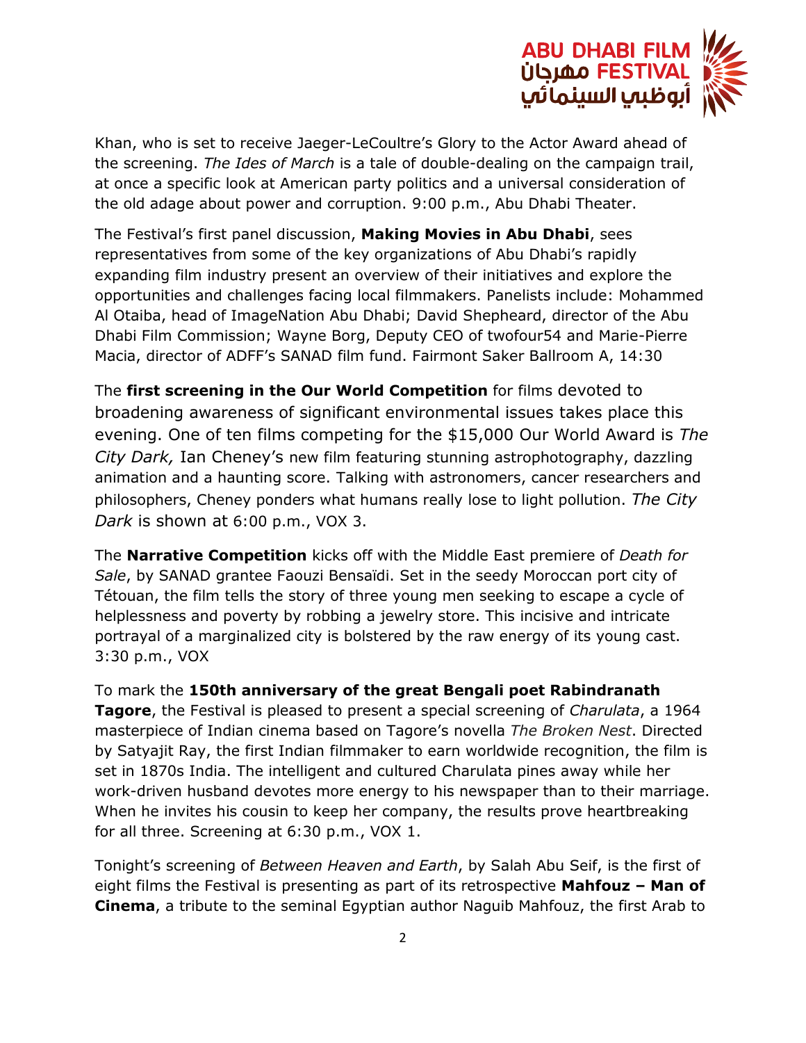Khan, who is set to receive Jaeger-LeCoultre's Glory to the Actor Award ahead of the screening. *The Ides of March* is a tale of double-dealing on the campaign trail, at once a specific look at American party politics and a universal consideration of the old adage about power and corruption. 9:00 p.m., Abu Dhabi Theater.

The Festival's first panel discussion, **Making Movies in Abu Dhabi**, sees representatives from some of the key organizations of Abu Dhabi's rapidly expanding film industry present an overview of their initiatives and explore the opportunities and challenges facing local filmmakers. Panelists include: Mohammed Al Otaiba, head of ImageNation Abu Dhabi; David Shepheard, director of the Abu Dhabi Film Commission; Wayne Borg, Deputy CEO of twofour54 and Marie-Pierre Macia, director of ADFF's SANAD film fund. Fairmont Saker Ballroom A, 14:30

The **first screening in the Our World Competition** for films devoted to broadening awareness of significant environmental issues takes place this evening. One of ten films competing for the $15,000 Our World Award is *The City Dark,* Ian Cheney's new film featuring stunning astrophotography, dazzling animation and a haunting score. Talking with astronomers, cancer researchers and philosophers, Cheney ponders what humans really lose to light pollution. *The City Dark* is shown at 6:00 p.m., VOX 3.

The **Narrative Competition** kicks off with the Middle East premiere of *Death for Sale*, by SANAD grantee Faouzi Bensaïdi. Set in the seedy Moroccan port city of Tétouan, the film tells the story of three young men seeking to escape a cycle of helplessness and poverty by robbing a jewelry store. This incisive and intricate portrayal of a marginalized city is bolstered by the raw energy of its young cast. 3:30 p.m., VOX

To mark the **150th anniversary of the great Bengali poet Rabindranath Tagore**, the Festival is pleased to present a special screening of *Charulata*, a 1964 masterpiece of Indian cinema based on Tagore's novella *The Broken Nest*. Directed by Satyajit Ray, the first Indian filmmaker to earn worldwide recognition, the film is set in 1870s India. The intelligent and cultured Charulata pines away while her work-driven husband devotes more energy to his newspaper than to their marriage. When he invites his cousin to keep her company, the results prove heartbreaking for all three. Screening at 6:30 p.m., VOX 1.

Tonight's screening of *Between Heaven and Earth*, by Salah Abu Seif, is the first of eight films the Festival is presenting as part of its retrospective **Mahfouz – Man of Cinema**, a tribute to the seminal Egyptian author Naguib Mahfouz, the first Arab to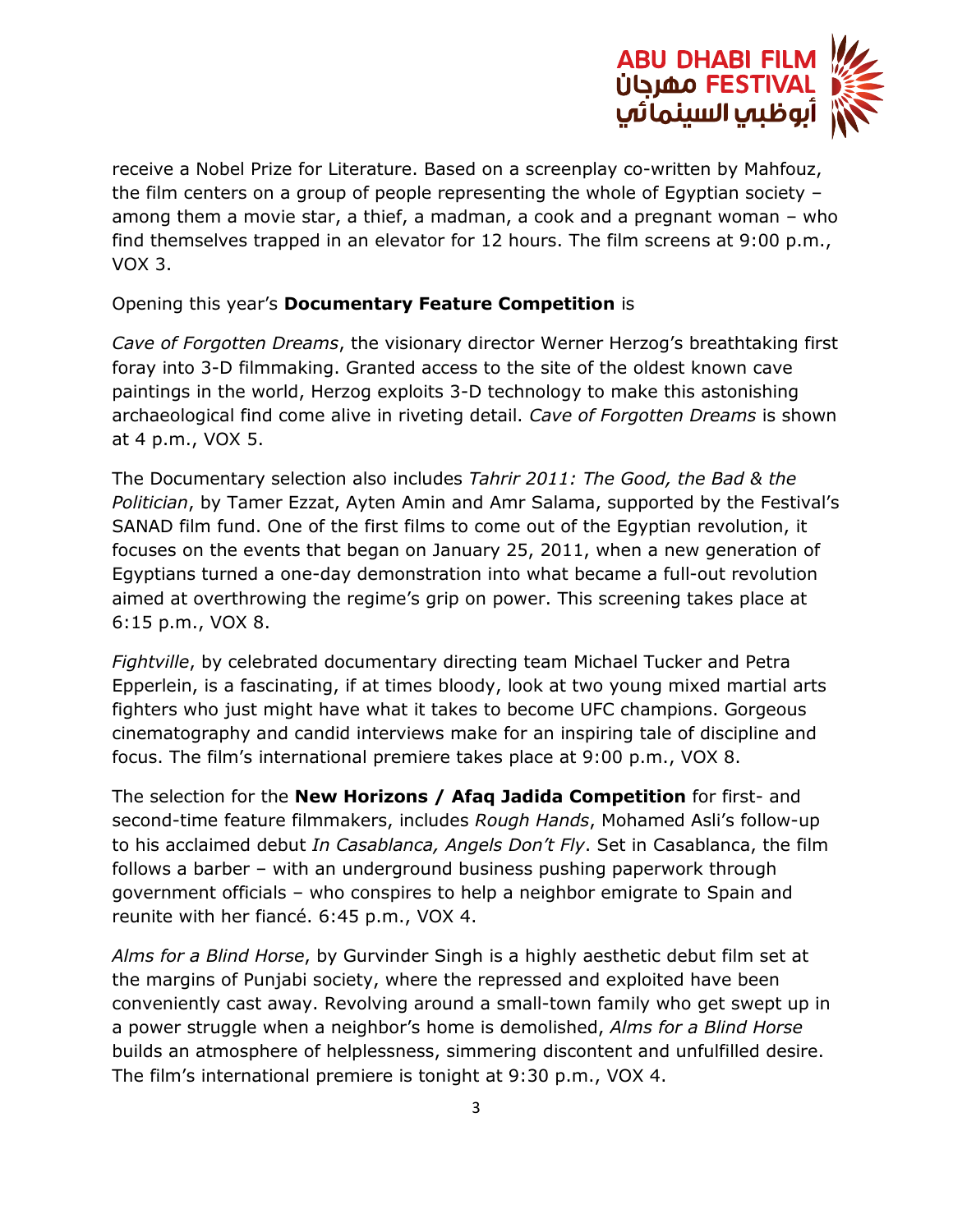receive a Nobel Prize for Literature. Based on a screenplay co-written by Mahfouz, the film centers on a group of people representing the whole of Egyptian society – among them a movie star, a thief, a madman, a cook and a pregnant woman – who find themselves trapped in an elevator for 12 hours. The film screens at 9:00 p.m., VOX 3.

Opening this year's **Documentary Feature Competition** is

*Cave of Forgotten Dreams*, the visionary director Werner Herzog's breathtaking first foray into 3-D filmmaking. Granted access to the site of the oldest known cave paintings in the world, Herzog exploits 3-D technology to make this astonishing archaeological find come alive in riveting detail. *Cave of Forgotten Dreams* is shown at 4 p.m., VOX 5.

The Documentary selection also includes *Tahrir 2011: The Good, the Bad & the Politician*, by Tamer Ezzat, Ayten Amin and Amr Salama, supported by the Festival's SANAD film fund. One of the first films to come out of the Egyptian revolution, it focuses on the events that began on January 25, 2011, when a new generation of Egyptians turned a one-day demonstration into what became a full-out revolution aimed at overthrowing the regime's grip on power. This screening takes place at 6:15 p.m., VOX 8.

*Fightville*, by celebrated documentary directing team Michael Tucker and Petra Epperlein, is a fascinating, if at times bloody, look at two young mixed martial arts fighters who just might have what it takes to become UFC champions. Gorgeous cinematography and candid interviews make for an inspiring tale of discipline and focus. The film's international premiere takes place at 9:00 p.m., VOX 8.

The selection for the **New Horizons / Afaq Jadida Competition** for first- and second-time feature filmmakers, includes *Rough Hands*, Mohamed Asli's follow-up to his acclaimed debut *In Casablanca, Angels Don't Fly*. Set in Casablanca, the film follows a barber – with an underground business pushing paperwork through government officials – who conspires to help a neighbor emigrate to Spain and reunite with her fiancé. 6:45 p.m., VOX 4.

*Alms for a Blind Horse*, by Gurvinder Singh is a highly aesthetic debut film set at the margins of Punjabi society, where the repressed and exploited have been conveniently cast away. Revolving around a small-town family who get swept up in a power struggle when a neighbor's home is demolished, *Alms for a Blind Horse* builds an atmosphere of helplessness, simmering discontent and unfulfilled desire. The film's international premiere is tonight at 9:30 p.m., VOX 4.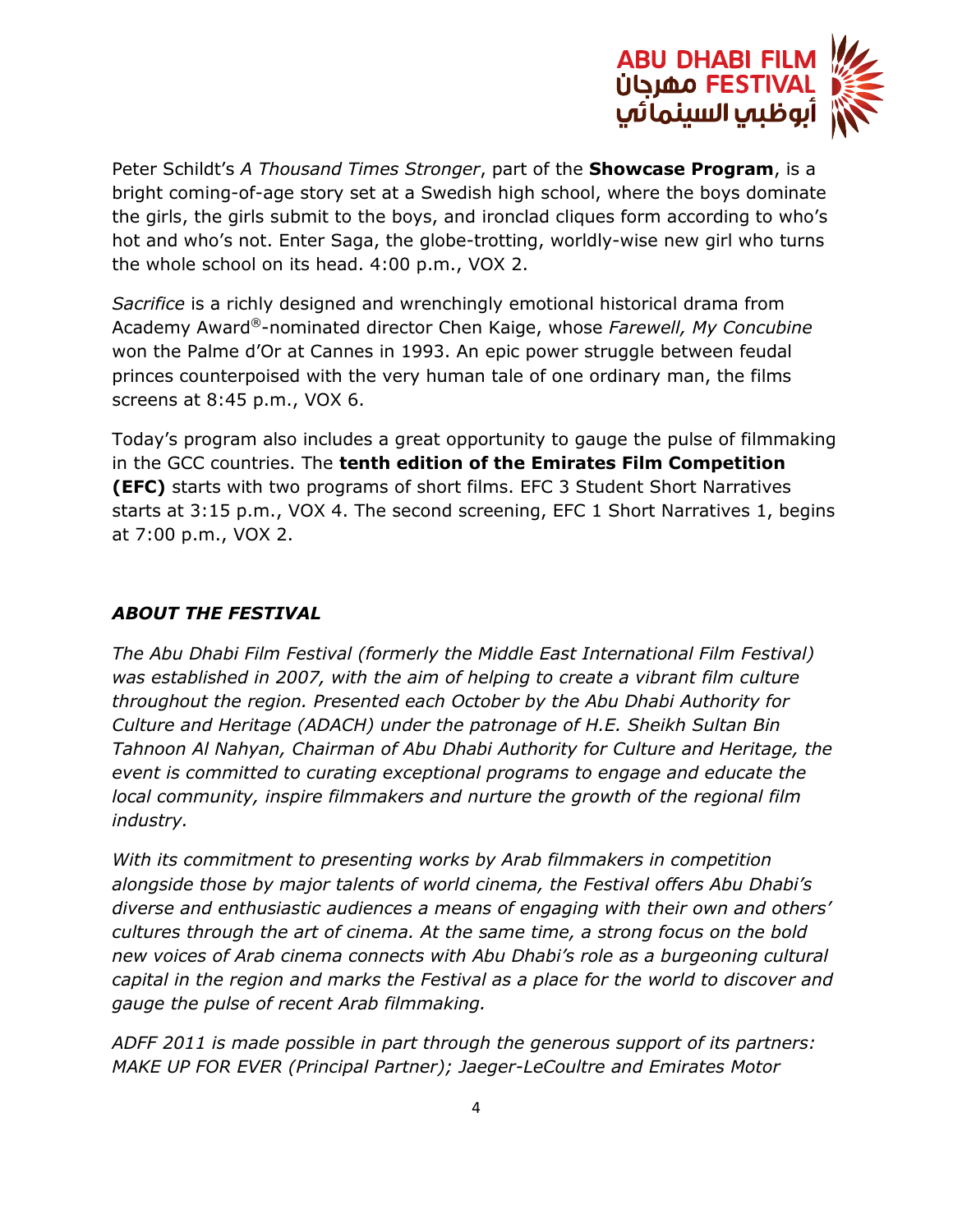Peter Schildt's *A Thousand Times Stronger*, part of the **Showcase Program**, is a bright coming-of-age story set at a Swedish high school, where the boys dominate the girls, the girls submit to the boys, and ironclad cliques form according to who's hot and who's not. Enter Saga, the globe-trotting, worldly-wise new girl who turns the whole school on its head. 4:00 p.m., VOX 2.

*Sacrifice* is a richly designed and wrenchingly emotional historical drama from Academy Award®-nominated director Chen Kaige, whose *Farewell, My Concubine* won the Palme d'Or at Cannes in 1993. An epic power struggle between feudal princes counterpoised with the very human tale of one ordinary man, the films screens at 8:45 p.m., VOX 6.

Today's program also includes a great opportunity to gauge the pulse of filmmaking in the GCC countries. The **tenth edition of the Emirates Film Competition (EFC)** starts with two programs of short films. EFC 3 Student Short Narratives starts at 3:15 p.m., VOX 4. The second screening, EFC 1 Short Narratives 1, begins at 7:00 p.m., VOX 2.

### *ABOUT THE FESTIVAL*

*The Abu Dhabi Film Festival (formerly the Middle East International Film Festival) was established in 2007, with the aim of helping to create a vibrant film culture throughout the region. Presented each October by the Abu Dhabi Authority for Culture and Heritage (ADACH) under the patronage of H.E. Sheikh Sultan Bin Tahnoon Al Nahyan, Chairman of Abu Dhabi Authority for Culture and Heritage, the event is committed to curating exceptional programs to engage and educate the local community, inspire filmmakers and nurture the growth of the regional film industry.*

*With its commitment to presenting works by Arab filmmakers in competition alongside those by major talents of world cinema, the Festival offers Abu Dhabi's diverse and enthusiastic audiences a means of engaging with their own and others' cultures through the art of cinema. At the same time, a strong focus on the bold new voices of Arab cinema connects with Abu Dhabi's role as a burgeoning cultural capital in the region and marks the Festival as a place for the world to discover and gauge the pulse of recent Arab filmmaking.*

*ADFF 2011 is made possible in part through the generous support of its partners: MAKE UP FOR EVER (Principal Partner); Jaeger-LeCoultre and Emirates Motor*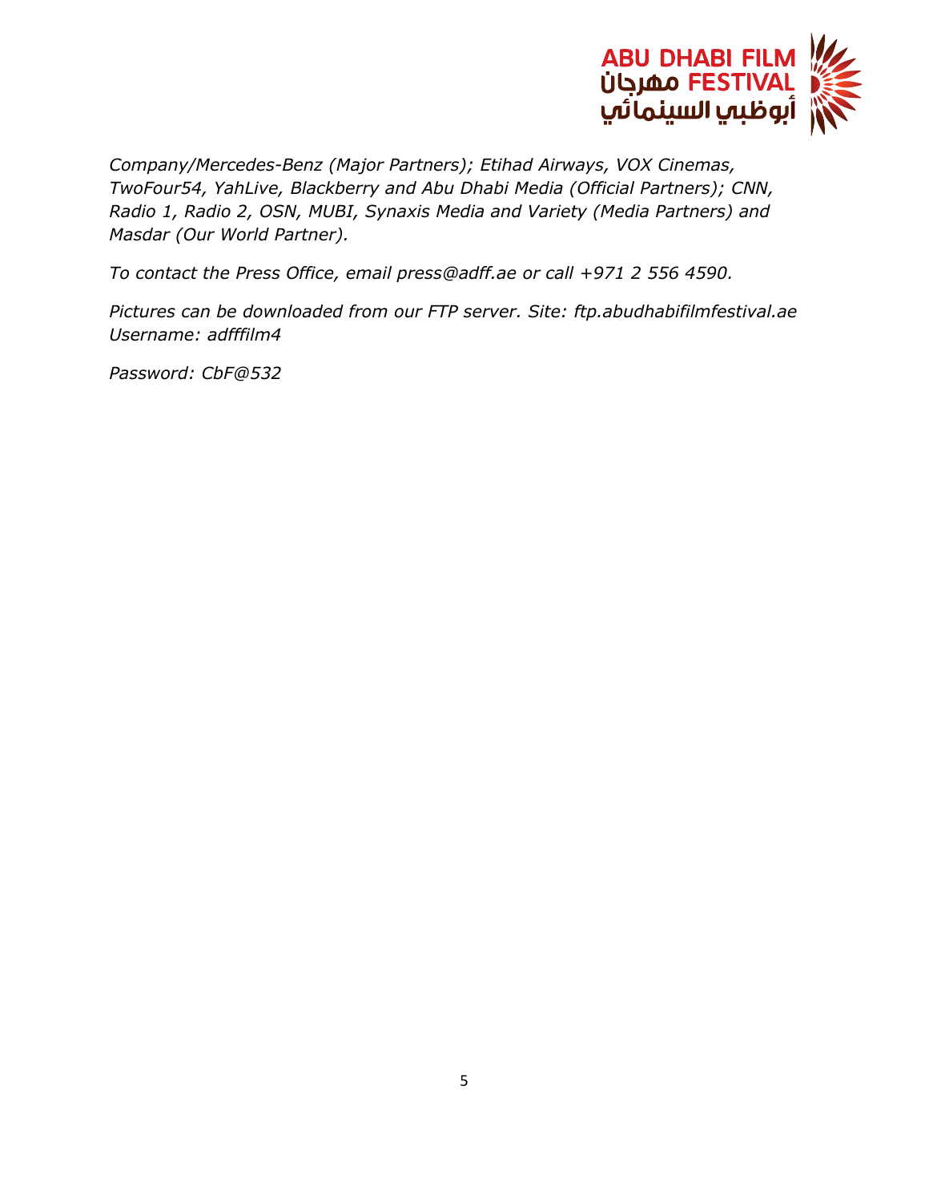*Company/Mercedes-Benz (Major Partners); Etihad Airways, VOX Cinemas, TwoFour54, YahLive, Blackberry and Abu Dhabi Media (Official Partners); CNN, Radio 1, Radio 2, OSN, MUBI, Synaxis Media and Variety (Media Partners) and Masdar (Our World Partner).*

*To contact the Press Office, email press@adff.ae or call +971 2 556 4590.*

*Pictures can be downloaded from our FTP server. Site: ftp.abudhabifilmfestival.ae Username: adfffilm4*

*Password: CbF@532*